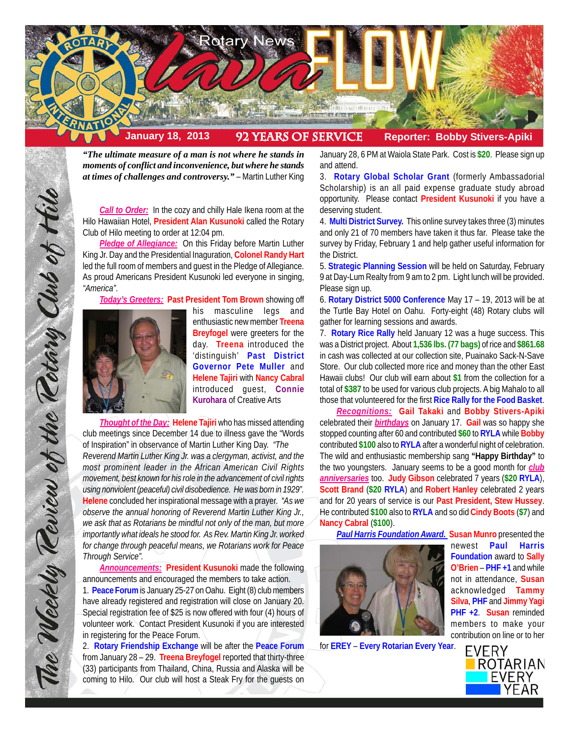# Rotary News lavaFLOW

**January 18, 2013** | **92 YEARS OF SERVICE** | **Reporter: Bobby Stivers-Apiki**

*The Weekly Review of the Rotary Club of Hilo*

***"The ultimate measure of a man is not where he stands in moments of conflict and inconvenience, but where he stands at times of challenges and controversy."*** – Martin Luther King

***Call to Order:*** In the cozy and chilly Hale Ikena room at the Hilo Hawaiian Hotel, **President Alan Kusunoki** called the Rotary Club of Hilo meeting to order at 12:04 pm.

***Pledge of Allegiance:*** On this Friday before Martin Luther King Jr. Day and the Presidential Inaguration, **Colonel Randy Hart** led the full room of members and guest in the Pledge of Allegiance. As proud Americans President Kusunoki led everyone in singing, *"America"*.

***Today's Greeters:*** **Past President Tom Brown** showing off his masculine legs and enthusiastic new member **Treena Breyfogel** were greeters for the day. **Treena** introduced the 'distinguish' **Past District Governor Pete Muller** and **Helene Tajiri** with **Nancy Cabral** introduced guest, **Connie Kurohara** of Creative Arts

***Thought of the Day:*** **Helene Tajiri** who has missed attending club meetings since December 14 due to illness gave the "Words of Inspiration" in observance of Martin Luther King Day. *"The Reverend Martin Luther King Jr. was a clergyman, activist, and the most prominent leader in the African American Civil Rights movement, best known for his role in the advancement of civil rights using nonviolent (peaceful) civil disobedience. He was born in 1929".* **Helene** concluded her inspirational message with a prayer. *"As we observe the annual honoring of Reverend Martin Luther King Jr., we ask that as Rotarians be mindful not only of the man, but more importantly what ideals he stood for. As Rev. Martin King Jr. worked for change through peaceful means, we Rotarians work for Peace Through Service".*

***Announcements:*** **President Kusunoki** made the following announcements and encouraged the members to take action.

1. **Peace Forum** is January 25-27 on Oahu. Eight (8) club members have already registered and registration will close on January 20. Special registration fee of $25 is now offered with four (4) hours of volunteer work. Contact President Kusunoki if you are interested in registering for the Peace Forum.
2. **Rotary Friendship Exchange** will be after the **Peace Forum** from January 28 – 29. **Treena Breyfogel** reported that thirty-three (33) participants from Thailand, China, Russia and Alaska will be coming to Hilo. Our club will host a Steak Fry for the guests on January 28, 6 PM at Waiola State Park. Cost is **$20**. Please sign up and attend.
3. **Rotary Global Scholar Grant** (formerly Ambassadorial Scholarship) is an all paid expense graduate study abroad opportunity. Please contact **President Kusunoki** if you have a deserving student.
4. **Multi District Survey.** This online survey takes three (3) minutes and only 21 of 70 members have taken it thus far. Please take the survey by Friday, February 1 and help gather useful information for the District.
5. **Strategic Planning Session** will be held on Saturday, February 9 at Day-Lum Realty from 9 am to 2 pm. Light lunch will be provided. Please sign up.
6. **Rotary District 5000 Conference** May 17 – 19, 2013 will be at the Turtle Bay Hotel on Oahu. Forty-eight (48) Rotary clubs will gather for learning sessions and awards.
7. **Rotary Rice Rally** held January 12 was a huge success. This was a District project. About **1,536 lbs. (77 bags)** of rice and **$861.68** in cash was collected at our collection site, Puainako Sack-N-Save Store. Our club collected more rice and money than the other East Hawaii clubs! Our club will earn about **$1** from the collection for a total of **$387** to be used for various club projects. A big Mahalo to all those that volunteered for the first **Rice Rally for the Food Basket**.

***Recognitions:*** **Gail Takaki** and **Bobby Stivers-Apiki** celebrated their ***birthdays*** on January 17. **Gail** was so happy she stopped counting after 60 and contributed **$60** to **RYLA** while **Bobby** contributed **$100** also to **RYLA** after a wonderful night of celebration. The wild and enthusiastic membership sang **"Happy Birthday"** to the two youngsters. January seems to be a good month for ***club anniversaries*** too. **Judy Gibson** celebrated 7 years (**$20 RYLA**), **Scott Brand** (**$20 RYLA**) and **Robert Hanley** celebrated 2 years and for 20 years of service is our **Past President, Stew Hussey**. He contributed **$100** also to **RYLA** and so did **Cindy Boots** (**$7**) and **Nancy Cabral** (**$100**).

***Paul Harris Foundation Award.*** **Susan Munro** presented the newest **Paul Harris Foundation** award to **Sally O'Brien** – **PHF +1** and while not in attendance, **Susan** acknowledged **Tammy Silva**, **PHF** and **Jimmy Yagi PHF +2**. **Susan** reminded members to make your contribution on line or to her for **EREY** – **Every Rotarian Every Year**.

EVERY ROTARIAN EVERY YEAR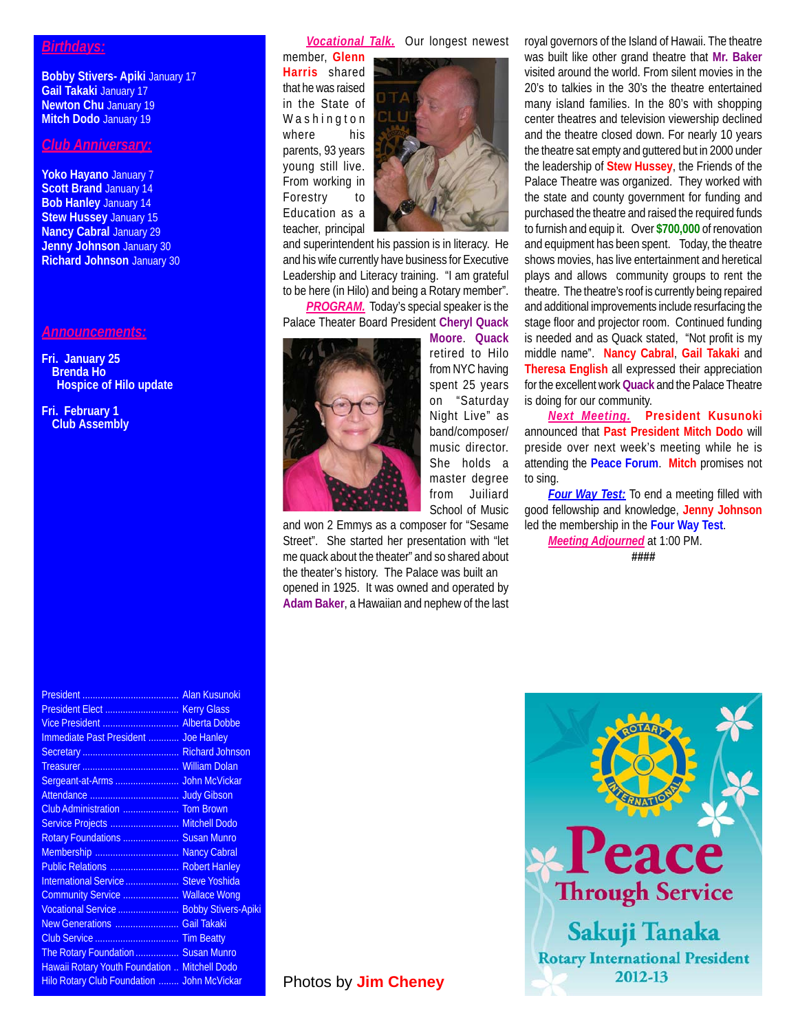## *Birthdays:*

**Bobby Stivers- Apiki** January 17
**Gail Takaki** January 17
**Newton Chu** January 19
**Mitch Dodo** January 19

## *Club Anniversary:*

**Yoko Hayano** January 7
**Scott Brand** January 14
**Bob Hanley** January 14
**Stew Hussey** January 15
**Nancy Cabral** January 29
**Jenny Johnson** January 30
**Richard Johnson** January 30

## *Announcements:*

**Fri. January 25**
**Brenda Ho**
**Hospice of Hilo update**

**Fri. February 1**
**Club Assembly**

| | |
|---|---|
| President | Alan Kusunoki |
| President Elect | Kerry Glass |
| Vice President | Alberta Dobbe |
| Immediate Past President | Joe Hanley |
| Secretary | Richard Johnson |
| Treasurer | William Dolan |
| Sergeant-at-Arms | John McVickar |
| Attendance | Judy Gibson |
| Club Administration | Tom Brown |
| Service Projects | Mitchell Dodo |
| Rotary Foundations | Susan Munro |
| Membership | Nancy Cabral |
| Public Relations | Robert Hanley |
| International Service | Steve Yoshida |
| Community Service | Wallace Wong |
| Vocational Service | Bobby Stivers-Apiki |
| New Generations | Gail Takaki |
| Club Service | Tim Beatty |
| The Rotary Foundation | Susan Munro |
| Hawaii Rotary Youth Foundation | Mitchell Dodo |
| Hilo Rotary Club Foundation | John McVickar |

***Vocational Talk.*** Our longest newest member, **Glenn Harris** shared that he was raised in the State of Washington where his parents, 93 years young still live. From working in Forestry to Education as a teacher, principal and superintendent his passion is in literacy. He and his wife currently have business for Executive Leadership and Literacy training. "I am grateful to be here (in Hilo) and being a Rotary member".

***PROGRAM.*** Today's special speaker is the Palace Theater Board President **Cheryl Quack Moore**. **Quack** retired to Hilo from NYC having spent 25 years on "Saturday Night Live" as band/composer/ music director. She holds a master degree from Juiliard School of Music and won 2 Emmys as a composer for "Sesame Street". She started her presentation with "let me quack about the theater" and so shared about the theater's history. The Palace was built an opened in 1925. It was owned and operated by **Adam Baker**, a Hawaiian and nephew of the last royal governors of the Island of Hawaii. The theatre was built like other grand theatre that **Mr. Baker** visited around the world. From silent movies in the 20's to talkies in the 30's the theatre entertained many island families. In the 80's with shopping center theatres and television viewership declined and the theatre closed down. For nearly 10 years the theatre sat empty and guttered but in 2000 under the leadership of **Stew Hussey**, the Friends of the Palace Theatre was organized. They worked with the state and county government for funding and purchased the theatre and raised the required funds to furnish and equip it. Over **$700,000** of renovation and equipment has been spent. Today, the theatre shows movies, has live entertainment and heretical plays and allows community groups to rent the theatre. The theatre's roof is currently being repaired and additional improvements include resurfacing the stage floor and projector room. Continued funding is needed and as Quack stated, "Not profit is my middle name". **Nancy Cabral**, **Gail Takaki** and **Theresa English** all expressed their appreciation for the excellent work **Quack** and the Palace Theatre is doing for our community.

***Next Meeting.*** **President Kusunoki** announced that **Past President Mitch Dodo** will preside over next week's meeting while he is attending the **Peace Forum**. **Mitch** promises not to sing.

***Four Way Test:*** To end a meeting filled with good fellowship and knowledge, **Jenny Johnson** led the membership in the **Four Way Test**.

***Meeting Adjourned*** at 1:00 PM.

####

Photos by **Jim Cheney**

Peace Through Service
Sakuji Tanaka
Rotary International President
2012-13